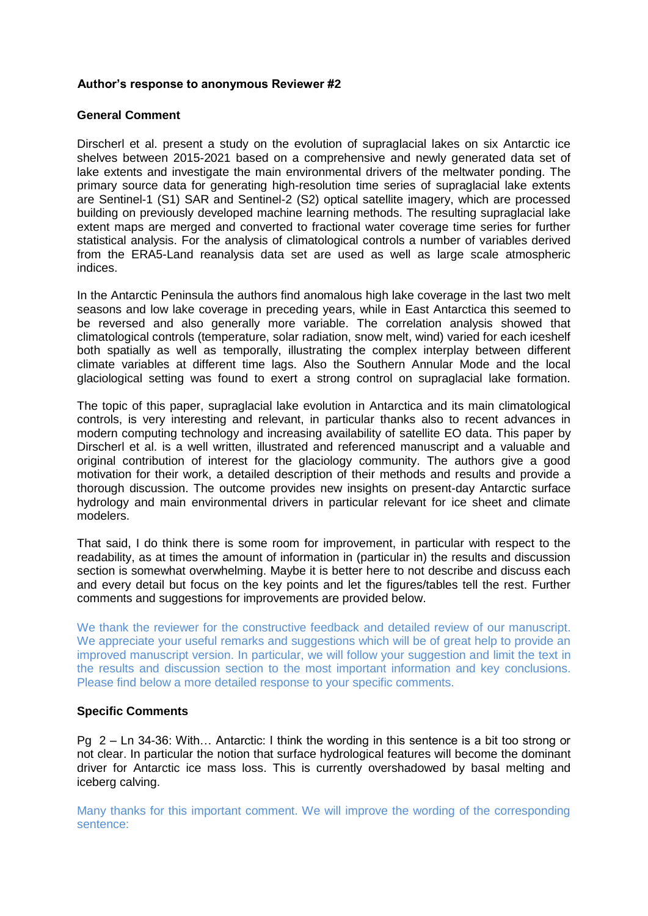**Author's response to anonymous Reviewer #2**

**General Comment**

Dirscherl et al. present a study on the evolution of supraglacial lakes on six Antarctic ice shelves between 2015-2021 based on a comprehensive and newly generated data set of lake extents and investigate the main environmental drivers of the meltwater ponding. The primary source data for generating high-resolution time series of supraglacial lake extents are Sentinel-1 (S1) SAR and Sentinel-2 (S2) optical satellite imagery, which are processed building on previously developed machine learning methods. The resulting supraglacial lake extent maps are merged and converted to fractional water coverage time series for further statistical analysis. For the analysis of climatological controls a number of variables derived from the ERA5-Land reanalysis data set are used as well as large scale atmospheric indices.

In the Antarctic Peninsula the authors find anomalous high lake coverage in the last two melt seasons and low lake coverage in preceding years, while in East Antarctica this seemed to be reversed and also generally more variable. The correlation analysis showed that climatological controls (temperature, solar radiation, snow melt, wind) varied for each iceshelf both spatially as well as temporally, illustrating the complex interplay between different climate variables at different time lags. Also the Southern Annular Mode and the local glaciological setting was found to exert a strong control on supraglacial lake formation.

The topic of this paper, supraglacial lake evolution in Antarctica and its main climatological controls, is very interesting and relevant, in particular thanks also to recent advances in modern computing technology and increasing availability of satellite EO data. This paper by Dirscherl et al. is a well written, illustrated and referenced manuscript and a valuable and original contribution of interest for the glaciology community. The authors give a good motivation for their work, a detailed description of their methods and results and provide a thorough discussion. The outcome provides new insights on present-day Antarctic surface hydrology and main environmental drivers in particular relevant for ice sheet and climate modelers.

That said, I do think there is some room for improvement, in particular with respect to the readability, as at times the amount of information in (particular in) the results and discussion section is somewhat overwhelming. Maybe it is better here to not describe and discuss each and every detail but focus on the key points and let the figures/tables tell the rest. Further comments and suggestions for improvements are provided below.

We thank the reviewer for the constructive feedback and detailed review of our manuscript. We appreciate your useful remarks and suggestions which will be of great help to provide an improved manuscript version. In particular, we will follow your suggestion and limit the text in the results and discussion section to the most important information and key conclusions. Please find below a more detailed response to your specific comments.

**Specific Comments**

Pg 2 – Ln 34-36: With… Antarctic: I think the wording in this sentence is a bit too strong or not clear. In particular the notion that surface hydrological features will become the dominant driver for Antarctic ice mass loss. This is currently overshadowed by basal melting and iceberg calving.

Many thanks for this important comment. We will improve the wording of the corresponding sentence: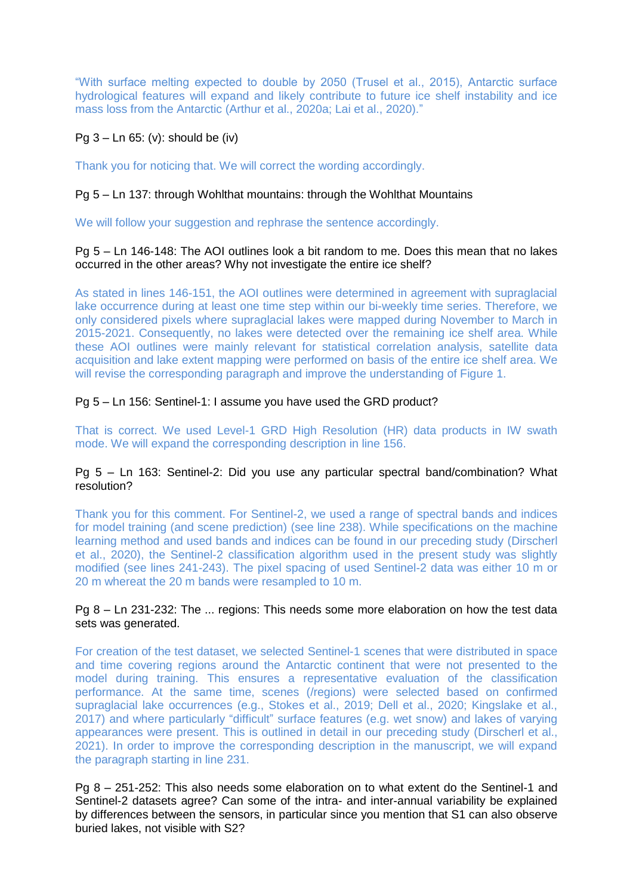“With surface melting expected to double by 2050 (Trusel et al., 2015), Antarctic surface hydrological features will expand and likely contribute to future ice shelf instability and ice mass loss from the Antarctic (Arthur et al., 2020a; Lai et al., 2020).”

Pg 3 – Ln 65: (v): should be (iv)

Thank you for noticing that. We will correct the wording accordingly.

Pg 5 – Ln 137: through Wohlthat mountains: through the Wohlthat Mountains

We will follow your suggestion and rephrase the sentence accordingly.

Pg 5 – Ln 146-148: The AOI outlines look a bit random to me. Does this mean that no lakes occurred in the other areas? Why not investigate the entire ice shelf?

As stated in lines 146-151, the AOI outlines were determined in agreement with supraglacial lake occurrence during at least one time step within our bi-weekly time series. Therefore, we only considered pixels where supraglacial lakes were mapped during November to March in 2015-2021. Consequently, no lakes were detected over the remaining ice shelf area. While these AOI outlines were mainly relevant for statistical correlation analysis, satellite data acquisition and lake extent mapping were performed on basis of the entire ice shelf area. We will revise the corresponding paragraph and improve the understanding of Figure 1.

Pg 5 – Ln 156: Sentinel-1: I assume you have used the GRD product?

That is correct. We used Level-1 GRD High Resolution (HR) data products in IW swath mode. We will expand the corresponding description in line 156.

Pg 5 – Ln 163: Sentinel-2: Did you use any particular spectral band/combination? What resolution?

Thank you for this comment. For Sentinel-2, we used a range of spectral bands and indices for model training (and scene prediction) (see line 238). While specifications on the machine learning method and used bands and indices can be found in our preceding study (Dirscherl et al., 2020), the Sentinel-2 classification algorithm used in the present study was slightly modified (see lines 241-243). The pixel spacing of used Sentinel-2 data was either 10 m or 20 m whereat the 20 m bands were resampled to 10 m.

Pg 8 – Ln 231-232: The ... regions: This needs some more elaboration on how the test data sets was generated.

For creation of the test dataset, we selected Sentinel-1 scenes that were distributed in space and time covering regions around the Antarctic continent that were not presented to the model during training. This ensures a representative evaluation of the classification performance. At the same time, scenes (/regions) were selected based on confirmed supraglacial lake occurrences (e.g., Stokes et al., 2019; Dell et al., 2020; Kingslake et al., 2017) and where particularly “difficult” surface features (e.g. wet snow) and lakes of varying appearances were present. This is outlined in detail in our preceding study (Dirscherl et al., 2021). In order to improve the corresponding description in the manuscript, we will expand the paragraph starting in line 231.

Pg 8 – 251-252: This also needs some elaboration on to what extent do the Sentinel-1 and Sentinel-2 datasets agree? Can some of the intra- and inter-annual variability be explained by differences between the sensors, in particular since you mention that S1 can also observe buried lakes, not visible with S2?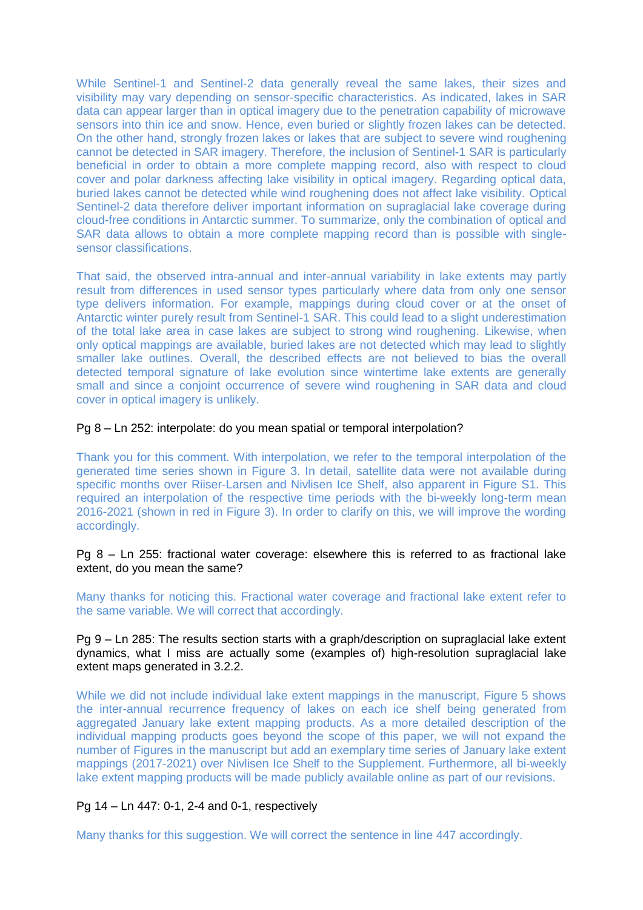While Sentinel-1 and Sentinel-2 data generally reveal the same lakes, their sizes and visibility may vary depending on sensor-specific characteristics. As indicated, lakes in SAR data can appear larger than in optical imagery due to the penetration capability of microwave sensors into thin ice and snow. Hence, even buried or slightly frozen lakes can be detected. On the other hand, strongly frozen lakes or lakes that are subject to severe wind roughening cannot be detected in SAR imagery. Therefore, the inclusion of Sentinel-1 SAR is particularly beneficial in order to obtain a more complete mapping record, also with respect to cloud cover and polar darkness affecting lake visibility in optical imagery. Regarding optical data, buried lakes cannot be detected while wind roughening does not affect lake visibility. Optical Sentinel-2 data therefore deliver important information on supraglacial lake coverage during cloud-free conditions in Antarctic summer. To summarize, only the combination of optical and SAR data allows to obtain a more complete mapping record than is possible with single-sensor classifications.

That said, the observed intra-annual and inter-annual variability in lake extents may partly result from differences in used sensor types particularly where data from only one sensor type delivers information. For example, mappings during cloud cover or at the onset of Antarctic winter purely result from Sentinel-1 SAR. This could lead to a slight underestimation of the total lake area in case lakes are subject to strong wind roughening. Likewise, when only optical mappings are available, buried lakes are not detected which may lead to slightly smaller lake outlines. Overall, the described effects are not believed to bias the overall detected temporal signature of lake evolution since wintertime lake extents are generally small and since a conjoint occurrence of severe wind roughening in SAR data and cloud cover in optical imagery is unlikely.

Pg 8 – Ln 252: interpolate: do you mean spatial or temporal interpolation?

Thank you for this comment. With interpolation, we refer to the temporal interpolation of the generated time series shown in Figure 3. In detail, satellite data were not available during specific months over Riiser-Larsen and Nivlisen Ice Shelf, also apparent in Figure S1. This required an interpolation of the respective time periods with the bi-weekly long-term mean 2016-2021 (shown in red in Figure 3). In order to clarify on this, we will improve the wording accordingly.

Pg 8 – Ln 255: fractional water coverage: elsewhere this is referred to as fractional lake extent, do you mean the same?

Many thanks for noticing this. Fractional water coverage and fractional lake extent refer to the same variable. We will correct that accordingly.

Pg 9 – Ln 285: The results section starts with a graph/description on supraglacial lake extent dynamics, what I miss are actually some (examples of) high-resolution supraglacial lake extent maps generated in 3.2.2.

While we did not include individual lake extent mappings in the manuscript, Figure 5 shows the inter-annual recurrence frequency of lakes on each ice shelf being generated from aggregated January lake extent mapping products. As a more detailed description of the individual mapping products goes beyond the scope of this paper, we will not expand the number of Figures in the manuscript but add an exemplary time series of January lake extent mappings (2017-2021) over Nivlisen Ice Shelf to the Supplement. Furthermore, all bi-weekly lake extent mapping products will be made publicly available online as part of our revisions.

Pg 14 – Ln 447: 0-1, 2-4 and 0-1, respectively

Many thanks for this suggestion. We will correct the sentence in line 447 accordingly.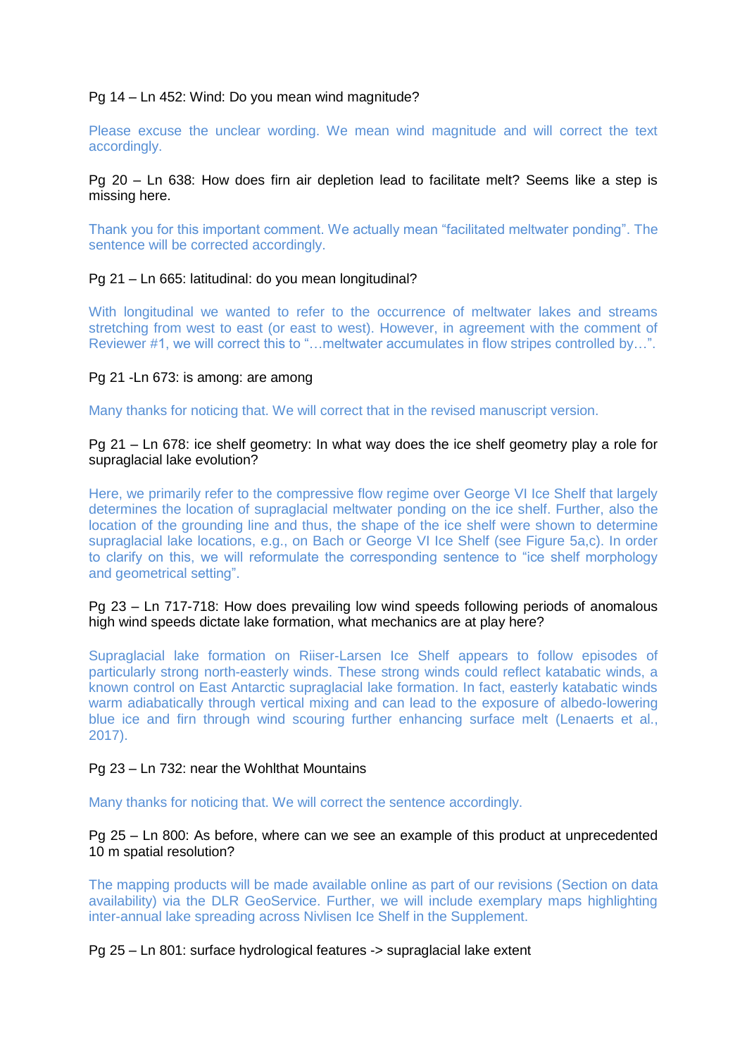Pg 14 – Ln 452: Wind: Do you mean wind magnitude?

Please excuse the unclear wording. We mean wind magnitude and will correct the text accordingly.

Pg 20 – Ln 638: How does firn air depletion lead to facilitate melt? Seems like a step is missing here.

Thank you for this important comment. We actually mean "facilitated meltwater ponding". The sentence will be corrected accordingly.

Pg 21 – Ln 665: latitudinal: do you mean longitudinal?

With longitudinal we wanted to refer to the occurrence of meltwater lakes and streams stretching from west to east (or east to west). However, in agreement with the comment of Reviewer #1, we will correct this to "…meltwater accumulates in flow stripes controlled by…".

Pg 21 -Ln 673: is among: are among

Many thanks for noticing that. We will correct that in the revised manuscript version.

Pg 21 – Ln 678: ice shelf geometry: In what way does the ice shelf geometry play a role for supraglacial lake evolution?

Here, we primarily refer to the compressive flow regime over George VI Ice Shelf that largely determines the location of supraglacial meltwater ponding on the ice shelf. Further, also the location of the grounding line and thus, the shape of the ice shelf were shown to determine supraglacial lake locations, e.g., on Bach or George VI Ice Shelf (see Figure 5a,c). In order to clarify on this, we will reformulate the corresponding sentence to "ice shelf morphology and geometrical setting".

Pg 23 – Ln 717-718: How does prevailing low wind speeds following periods of anomalous high wind speeds dictate lake formation, what mechanics are at play here?

Supraglacial lake formation on Riiser-Larsen Ice Shelf appears to follow episodes of particularly strong north-easterly winds. These strong winds could reflect katabatic winds, a known control on East Antarctic supraglacial lake formation. In fact, easterly katabatic winds warm adiabatically through vertical mixing and can lead to the exposure of albedo-lowering blue ice and firn through wind scouring further enhancing surface melt (Lenaerts et al., 2017).

Pg 23 – Ln 732: near the Wohlthat Mountains

Many thanks for noticing that. We will correct the sentence accordingly.

Pg 25 – Ln 800: As before, where can we see an example of this product at unprecedented 10 m spatial resolution?

The mapping products will be made available online as part of our revisions (Section on data availability) via the DLR GeoService. Further, we will include exemplary maps highlighting inter-annual lake spreading across Nivlisen Ice Shelf in the Supplement.

Pg 25 – Ln 801: surface hydrological features -> supraglacial lake extent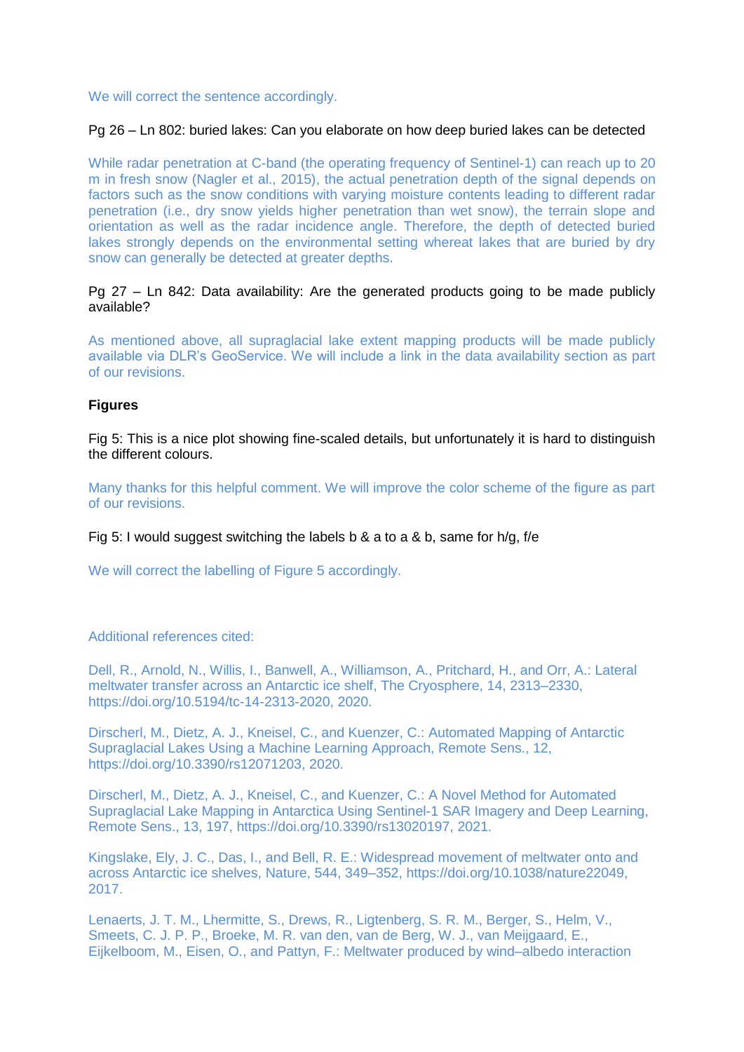We will correct the sentence accordingly.

Pg 26 – Ln 802: buried lakes: Can you elaborate on how deep buried lakes can be detected

While radar penetration at C-band (the operating frequency of Sentinel-1) can reach up to 20 m in fresh snow (Nagler et al., 2015), the actual penetration depth of the signal depends on factors such as the snow conditions with varying moisture contents leading to different radar penetration (i.e., dry snow yields higher penetration than wet snow), the terrain slope and orientation as well as the radar incidence angle. Therefore, the depth of detected buried lakes strongly depends on the environmental setting whereat lakes that are buried by dry snow can generally be detected at greater depths.

Pg 27 – Ln 842: Data availability: Are the generated products going to be made publicly available?

As mentioned above, all supraglacial lake extent mapping products will be made publicly available via DLR's GeoService. We will include a link in the data availability section as part of our revisions.

**Figures**

Fig 5: This is a nice plot showing fine-scaled details, but unfortunately it is hard to distinguish the different colours.

Many thanks for this helpful comment. We will improve the color scheme of the figure as part of our revisions.

Fig 5: I would suggest switching the labels b & a to a & b, same for h/g, f/e

We will correct the labelling of Figure 5 accordingly.

Additional references cited:

Dell, R., Arnold, N., Willis, I., Banwell, A., Williamson, A., Pritchard, H., and Orr, A.: Lateral meltwater transfer across an Antarctic ice shelf, The Cryosphere, 14, 2313–2330, https://doi.org/10.5194/tc-14-2313-2020, 2020.

Dirscherl, M., Dietz, A. J., Kneisel, C., and Kuenzer, C.: Automated Mapping of Antarctic Supraglacial Lakes Using a Machine Learning Approach, Remote Sens., 12, https://doi.org/10.3390/rs12071203, 2020.

Dirscherl, M., Dietz, A. J., Kneisel, C., and Kuenzer, C.: A Novel Method for Automated Supraglacial Lake Mapping in Antarctica Using Sentinel-1 SAR Imagery and Deep Learning, Remote Sens., 13, 197, https://doi.org/10.3390/rs13020197, 2021.

Kingslake, Ely, J. C., Das, I., and Bell, R. E.: Widespread movement of meltwater onto and across Antarctic ice shelves, Nature, 544, 349–352, https://doi.org/10.1038/nature22049, 2017.

Lenaerts, J. T. M., Lhermitte, S., Drews, R., Ligtenberg, S. R. M., Berger, S., Helm, V., Smeets, C. J. P. P., Broeke, M. R. van den, van de Berg, W. J., van Meijgaard, E., Eijkelboom, M., Eisen, O., and Pattyn, F.: Meltwater produced by wind–albedo interaction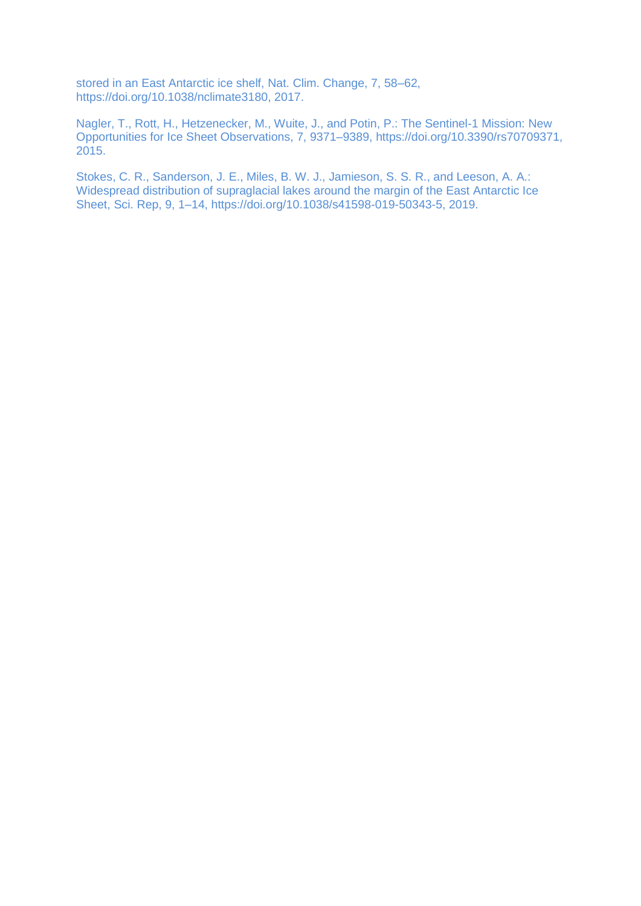stored in an East Antarctic ice shelf, Nat. Clim. Change, 7, 58–62, https://doi.org/10.1038/nclimate3180, 2017.

Nagler, T., Rott, H., Hetzenecker, M., Wuite, J., and Potin, P.: The Sentinel-1 Mission: New Opportunities for Ice Sheet Observations, 7, 9371–9389, https://doi.org/10.3390/rs70709371, 2015.

Stokes, C. R., Sanderson, J. E., Miles, B. W. J., Jamieson, S. S. R., and Leeson, A. A.: Widespread distribution of supraglacial lakes around the margin of the East Antarctic Ice Sheet, Sci. Rep, 9, 1–14, https://doi.org/10.1038/s41598-019-50343-5, 2019.